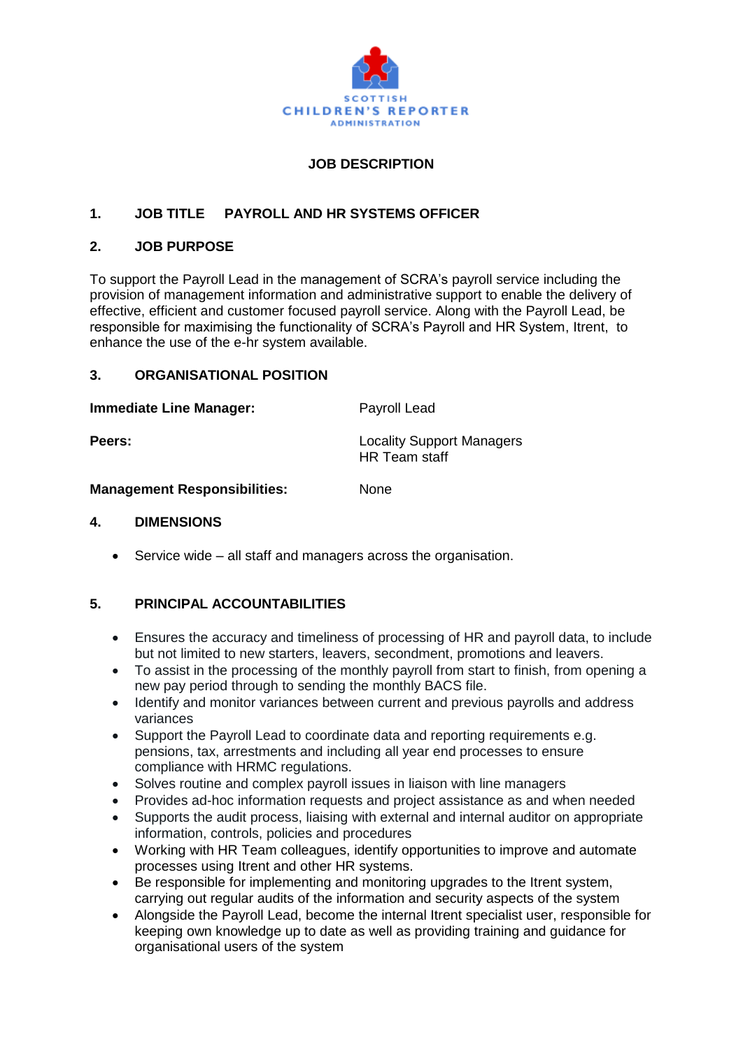SCOTTISH
CHILDREN'S REPORTER
ADMINISTRATION

# JOB DESCRIPTION

## 1. JOB TITLE PAYROLL AND HR SYSTEMS OFFICER

## 2. JOB PURPOSE

To support the Payroll Lead in the management of SCRA's payroll service including the provision of management information and administrative support to enable the delivery of effective, efficient and customer focused payroll service. Along with the Payroll Lead, be responsible for maximising the functionality of SCRA's Payroll and HR System, Itrent, to enhance the use of the e-hr system available.

## 3. ORGANISATIONAL POSITION

| | |
|---|---|
| **Immediate Line Manager:** | Payroll Lead |
| **Peers:** | Locality Support Managers<br>HR Team staff |
| **Management Responsibilities:** | None |

## 4. DIMENSIONS

- Service wide – all staff and managers across the organisation.

## 5. PRINCIPAL ACCOUNTABILITIES

- Ensures the accuracy and timeliness of processing of HR and payroll data, to include but not limited to new starters, leavers, secondment, promotions and leavers.
- To assist in the processing of the monthly payroll from start to finish, from opening a new pay period through to sending the monthly BACS file.
- Identify and monitor variances between current and previous payrolls and address variances
- Support the Payroll Lead to coordinate data and reporting requirements e.g. pensions, tax, arrestments and including all year end processes to ensure compliance with HRMC regulations.
- Solves routine and complex payroll issues in liaison with line managers
- Provides ad-hoc information requests and project assistance as and when needed
- Supports the audit process, liaising with external and internal auditor on appropriate information, controls, policies and procedures
- Working with HR Team colleagues, identify opportunities to improve and automate processes using Itrent and other HR systems.
- Be responsible for implementing and monitoring upgrades to the Itrent system, carrying out regular audits of the information and security aspects of the system
- Alongside the Payroll Lead, become the internal Itrent specialist user, responsible for keeping own knowledge up to date as well as providing training and guidance for organisational users of the system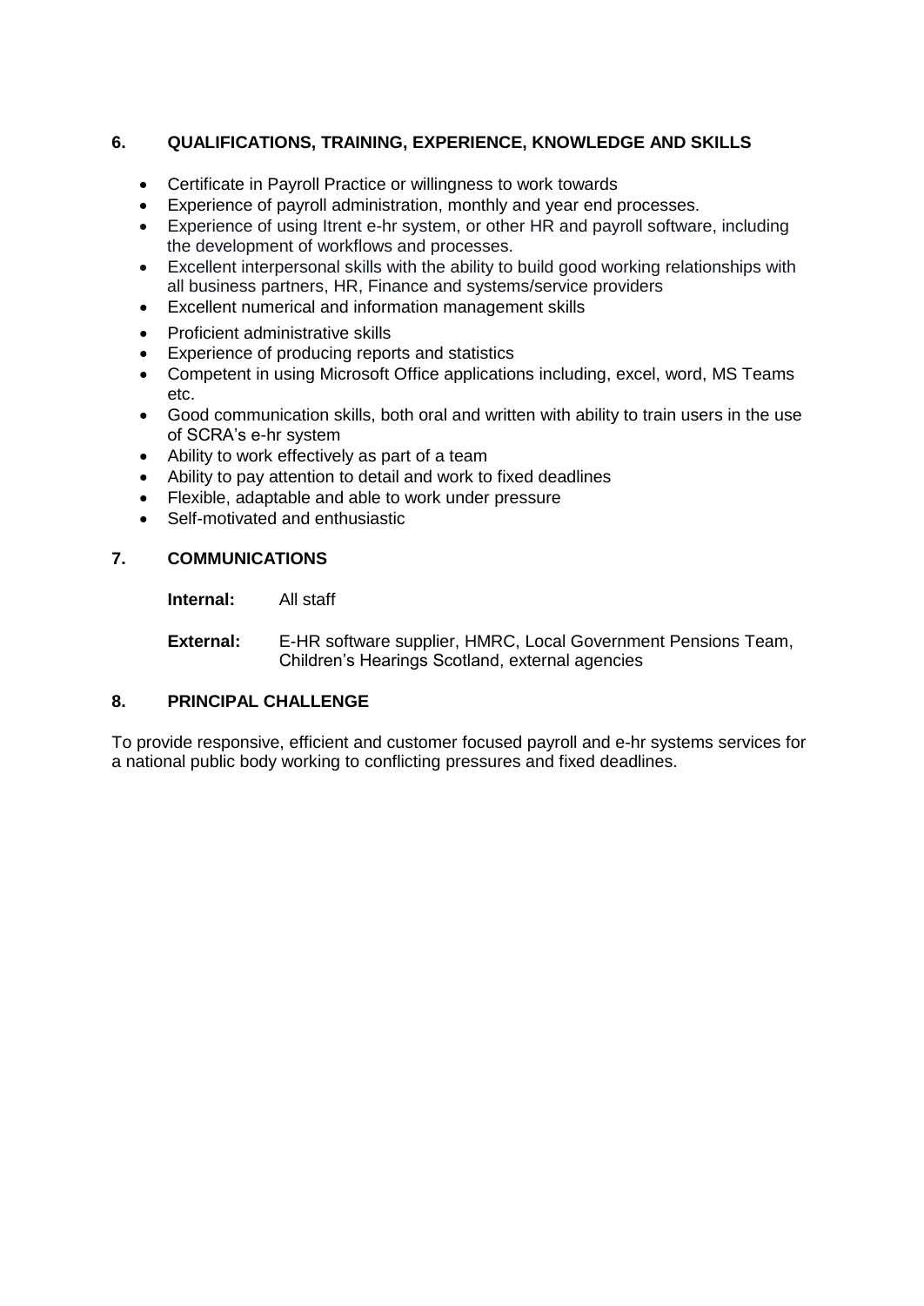## 6. QUALIFICATIONS, TRAINING, EXPERIENCE, KNOWLEDGE AND SKILLS

- Certificate in Payroll Practice or willingness to work towards
- Experience of payroll administration, monthly and year end processes.
- Experience of using Itrent e-hr system, or other HR and payroll software, including the development of workflows and processes.
- Excellent interpersonal skills with the ability to build good working relationships with all business partners, HR, Finance and systems/service providers
- Excellent numerical and information management skills
- Proficient administrative skills
- Experience of producing reports and statistics
- Competent in using Microsoft Office applications including, excel, word, MS Teams etc.
- Good communication skills, both oral and written with ability to train users in the use of SCRA's e-hr system
- Ability to work effectively as part of a team
- Ability to pay attention to detail and work to fixed deadlines
- Flexible, adaptable and able to work under pressure
- Self-motivated and enthusiastic

## 7. COMMUNICATIONS

**Internal:** All staff

**External:** E-HR software supplier, HMRC, Local Government Pensions Team, Children's Hearings Scotland, external agencies

## 8. PRINCIPAL CHALLENGE

To provide responsive, efficient and customer focused payroll and e-hr systems services for a national public body working to conflicting pressures and fixed deadlines.